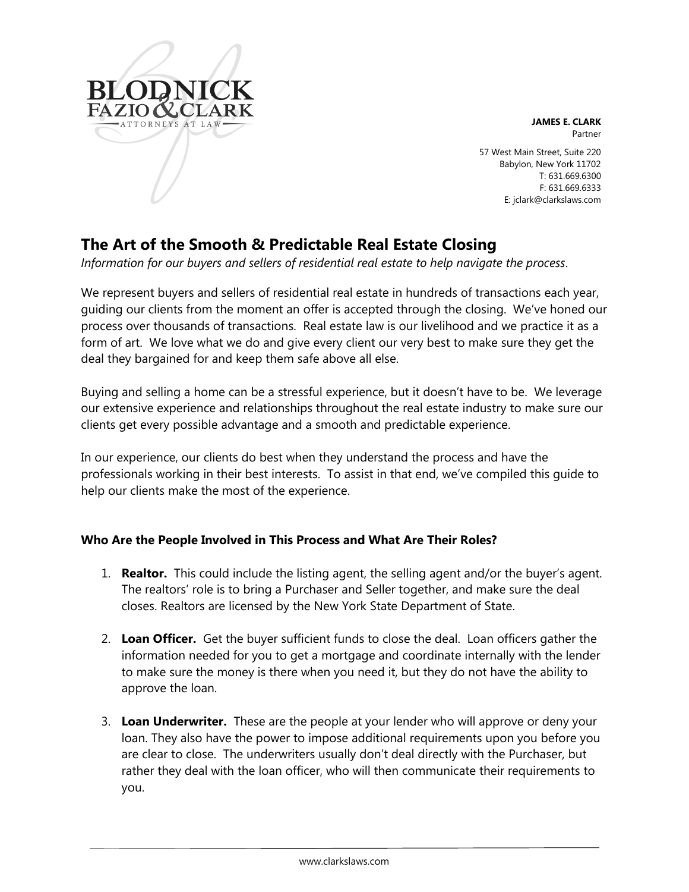BLODNICK FAZIO & CLARK
ATTORNEYS AT LAW

**JAMES E. CLARK**
Partner

57 West Main Street, Suite 220
Babylon, New York 11702
T: 631.669.6300
F: 631.669.6333
E: jclark@clarkslaws.com

## The Art of the Smooth & Predictable Real Estate Closing

*Information for our buyers and sellers of residential real estate to help navigate the process*.

We represent buyers and sellers of residential real estate in hundreds of transactions each year, guiding our clients from the moment an offer is accepted through the closing. We've honed our process over thousands of transactions. Real estate law is our livelihood and we practice it as a form of art. We love what we do and give every client our very best to make sure they get the deal they bargained for and keep them safe above all else.

Buying and selling a home can be a stressful experience, but it doesn't have to be. We leverage our extensive experience and relationships throughout the real estate industry to make sure our clients get every possible advantage and a smooth and predictable experience.

In our experience, our clients do best when they understand the process and have the professionals working in their best interests. To assist in that end, we've compiled this guide to help our clients make the most of the experience.

### Who Are the People Involved in This Process and What Are Their Roles?

1. **Realtor.** This could include the listing agent, the selling agent and/or the buyer's agent. The realtors' role is to bring a Purchaser and Seller together, and make sure the deal closes. Realtors are licensed by the New York State Department of State.

2. **Loan Officer.** Get the buyer sufficient funds to close the deal. Loan officers gather the information needed for you to get a mortgage and coordinate internally with the lender to make sure the money is there when you need it, but they do not have the ability to approve the loan.

3. **Loan Underwriter.** These are the people at your lender who will approve or deny your loan. They also have the power to impose additional requirements upon you before you are clear to close. The underwriters usually don't deal directly with the Purchaser, but rather they deal with the loan officer, who will then communicate their requirements to you.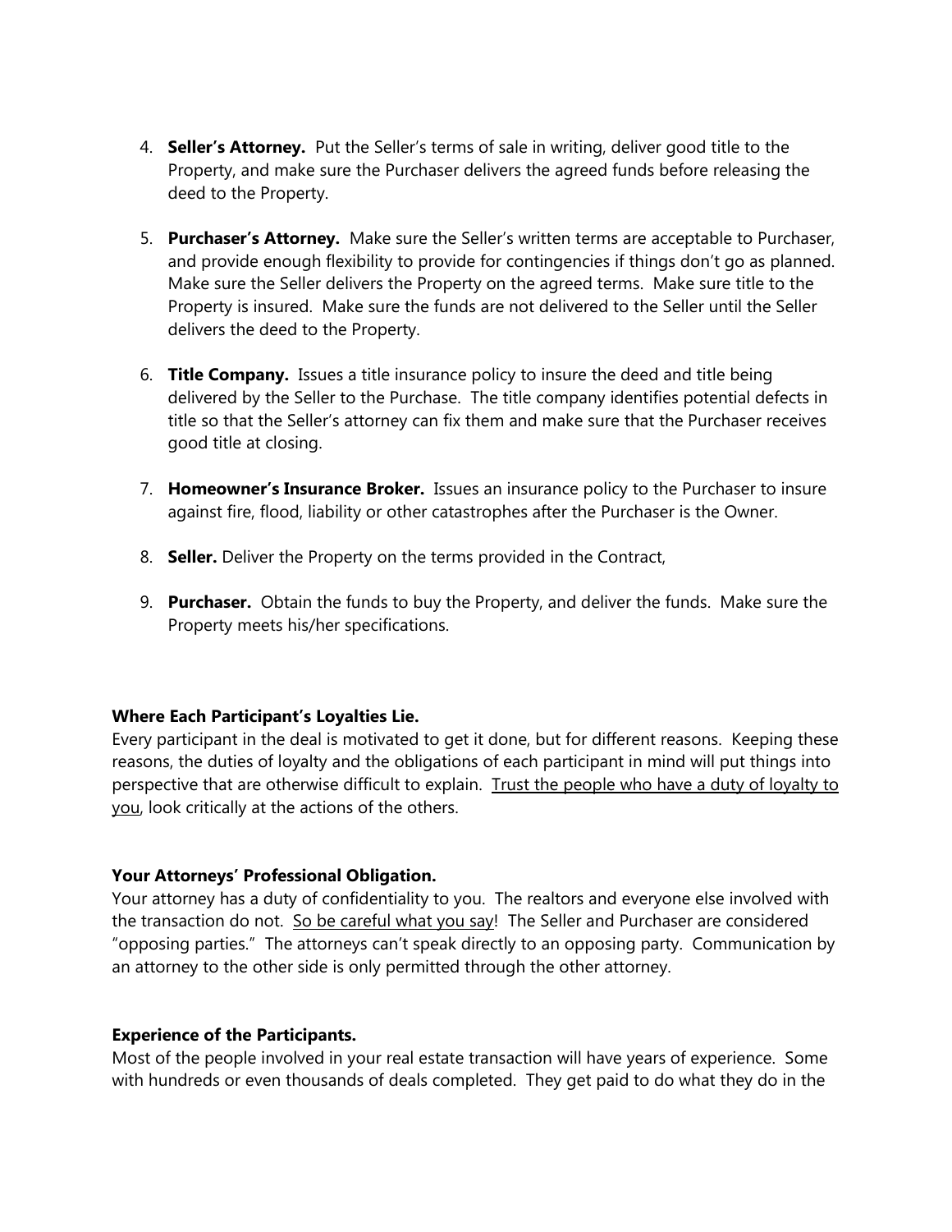4. **Seller's Attorney.** Put the Seller's terms of sale in writing, deliver good title to the Property, and make sure the Purchaser delivers the agreed funds before releasing the deed to the Property.

5. **Purchaser's Attorney.** Make sure the Seller's written terms are acceptable to Purchaser, and provide enough flexibility to provide for contingencies if things don't go as planned. Make sure the Seller delivers the Property on the agreed terms. Make sure title to the Property is insured. Make sure the funds are not delivered to the Seller until the Seller delivers the deed to the Property.

6. **Title Company.** Issues a title insurance policy to insure the deed and title being delivered by the Seller to the Purchase. The title company identifies potential defects in title so that the Seller's attorney can fix them and make sure that the Purchaser receives good title at closing.

7. **Homeowner's Insurance Broker.** Issues an insurance policy to the Purchaser to insure against fire, flood, liability or other catastrophes after the Purchaser is the Owner.

8. **Seller.** Deliver the Property on the terms provided in the Contract,

9. **Purchaser.** Obtain the funds to buy the Property, and deliver the funds. Make sure the Property meets his/her specifications.

**Where Each Participant's Loyalties Lie.**
Every participant in the deal is motivated to get it done, but for different reasons. Keeping these reasons, the duties of loyalty and the obligations of each participant in mind will put things into perspective that are otherwise difficult to explain. <u>Trust the people who have a duty of loyalty to you</u>, look critically at the actions of the others.

**Your Attorneys' Professional Obligation.**
Your attorney has a duty of confidentiality to you. The realtors and everyone else involved with the transaction do not. <u>So be careful what you say</u>! The Seller and Purchaser are considered "opposing parties." The attorneys can't speak directly to an opposing party. Communication by an attorney to the other side is only permitted through the other attorney.

**Experience of the Participants.**
Most of the people involved in your real estate transaction will have years of experience. Some with hundreds or even thousands of deals completed. They get paid to do what they do in the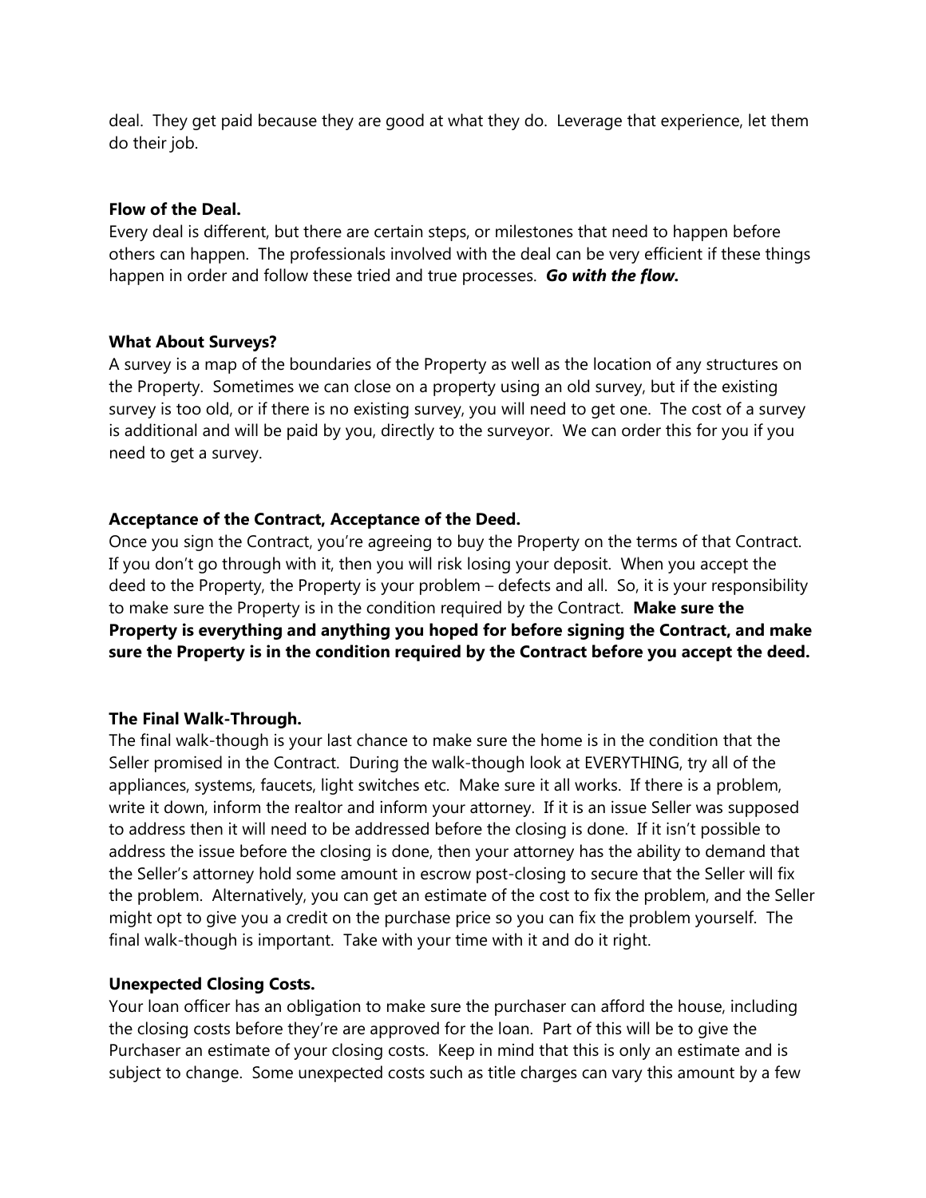deal. They get paid because they are good at what they do. Leverage that experience, let them do their job.

**Flow of the Deal.**

Every deal is different, but there are certain steps, or milestones that need to happen before others can happen. The professionals involved with the deal can be very efficient if these things happen in order and follow these tried and true processes. ***Go with the flow.***

**What About Surveys?**

A survey is a map of the boundaries of the Property as well as the location of any structures on the Property. Sometimes we can close on a property using an old survey, but if the existing survey is too old, or if there is no existing survey, you will need to get one. The cost of a survey is additional and will be paid by you, directly to the surveyor. We can order this for you if you need to get a survey.

**Acceptance of the Contract, Acceptance of the Deed.**

Once you sign the Contract, you're agreeing to buy the Property on the terms of that Contract. If you don't go through with it, then you will risk losing your deposit. When you accept the deed to the Property, the Property is your problem – defects and all. So, it is your responsibility to make sure the Property is in the condition required by the Contract. **Make sure the Property is everything and anything you hoped for before signing the Contract, and make sure the Property is in the condition required by the Contract before you accept the deed.**

**The Final Walk-Through.**

The final walk-though is your last chance to make sure the home is in the condition that the Seller promised in the Contract. During the walk-though look at EVERYTHING, try all of the appliances, systems, faucets, light switches etc. Make sure it all works. If there is a problem, write it down, inform the realtor and inform your attorney. If it is an issue Seller was supposed to address then it will need to be addressed before the closing is done. If it isn't possible to address the issue before the closing is done, then your attorney has the ability to demand that the Seller's attorney hold some amount in escrow post-closing to secure that the Seller will fix the problem. Alternatively, you can get an estimate of the cost to fix the problem, and the Seller might opt to give you a credit on the purchase price so you can fix the problem yourself. The final walk-though is important. Take with your time with it and do it right.

**Unexpected Closing Costs.**

Your loan officer has an obligation to make sure the purchaser can afford the house, including the closing costs before they're are approved for the loan. Part of this will be to give the Purchaser an estimate of your closing costs. Keep in mind that this is only an estimate and is subject to change. Some unexpected costs such as title charges can vary this amount by a few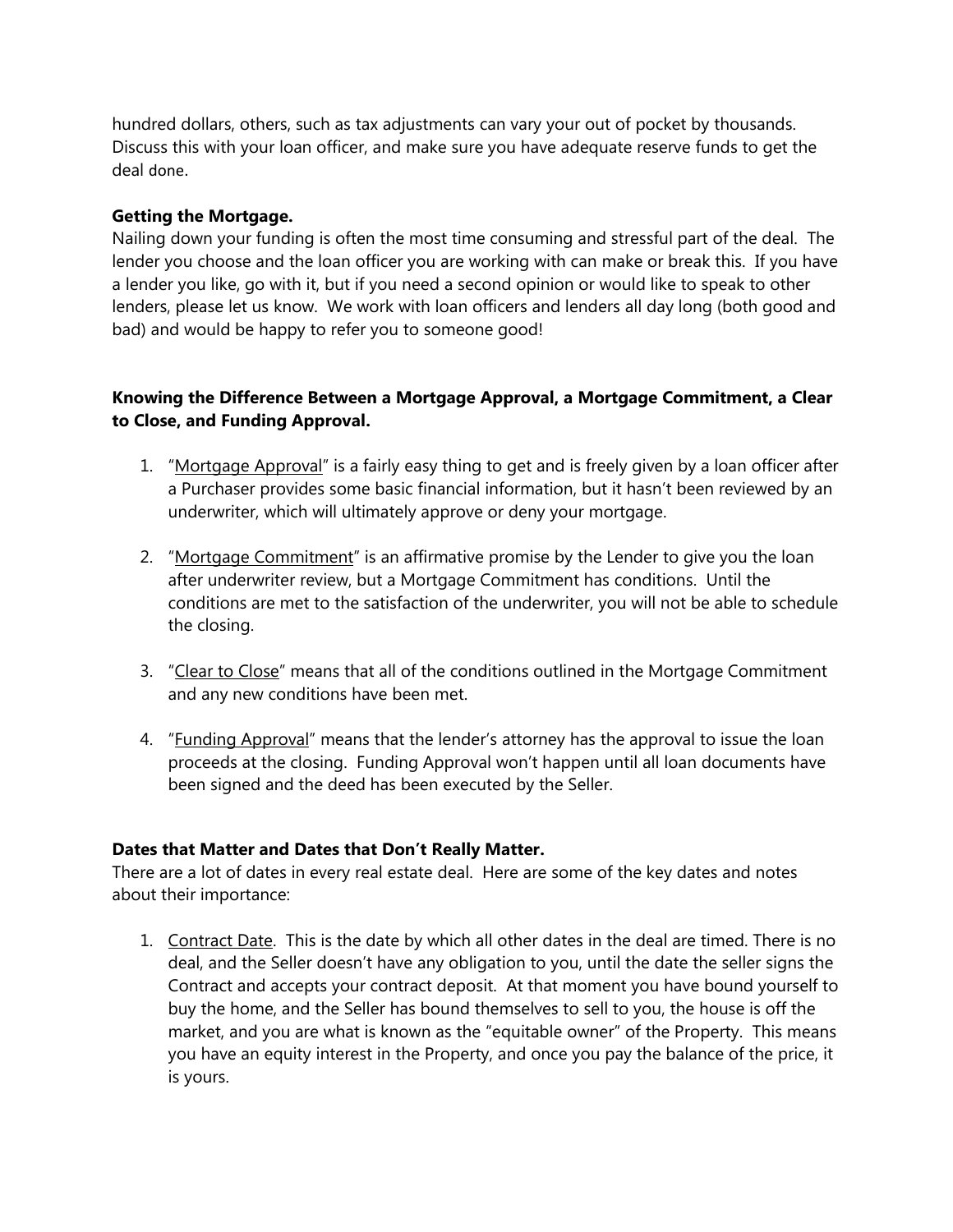hundred dollars, others, such as tax adjustments can vary your out of pocket by thousands. Discuss this with your loan officer, and make sure you have adequate reserve funds to get the deal done.

**Getting the Mortgage.**

Nailing down your funding is often the most time consuming and stressful part of the deal. The lender you choose and the loan officer you are working with can make or break this. If you have a lender you like, go with it, but if you need a second opinion or would like to speak to other lenders, please let us know. We work with loan officers and lenders all day long (both good and bad) and would be happy to refer you to someone good!

**Knowing the Difference Between a Mortgage Approval, a Mortgage Commitment, a Clear to Close, and Funding Approval.**

1. "Mortgage Approval" is a fairly easy thing to get and is freely given by a loan officer after a Purchaser provides some basic financial information, but it hasn't been reviewed by an underwriter, which will ultimately approve or deny your mortgage.

2. "Mortgage Commitment" is an affirmative promise by the Lender to give you the loan after underwriter review, but a Mortgage Commitment has conditions. Until the conditions are met to the satisfaction of the underwriter, you will not be able to schedule the closing.

3. "Clear to Close" means that all of the conditions outlined in the Mortgage Commitment and any new conditions have been met.

4. "Funding Approval" means that the lender's attorney has the approval to issue the loan proceeds at the closing. Funding Approval won't happen until all loan documents have been signed and the deed has been executed by the Seller.

**Dates that Matter and Dates that Don't Really Matter.**

There are a lot of dates in every real estate deal. Here are some of the key dates and notes about their importance:

1. Contract Date. This is the date by which all other dates in the deal are timed. There is no deal, and the Seller doesn't have any obligation to you, until the date the seller signs the Contract and accepts your contract deposit. At that moment you have bound yourself to buy the home, and the Seller has bound themselves to sell to you, the house is off the market, and you are what is known as the "equitable owner" of the Property. This means you have an equity interest in the Property, and once you pay the balance of the price, it is yours.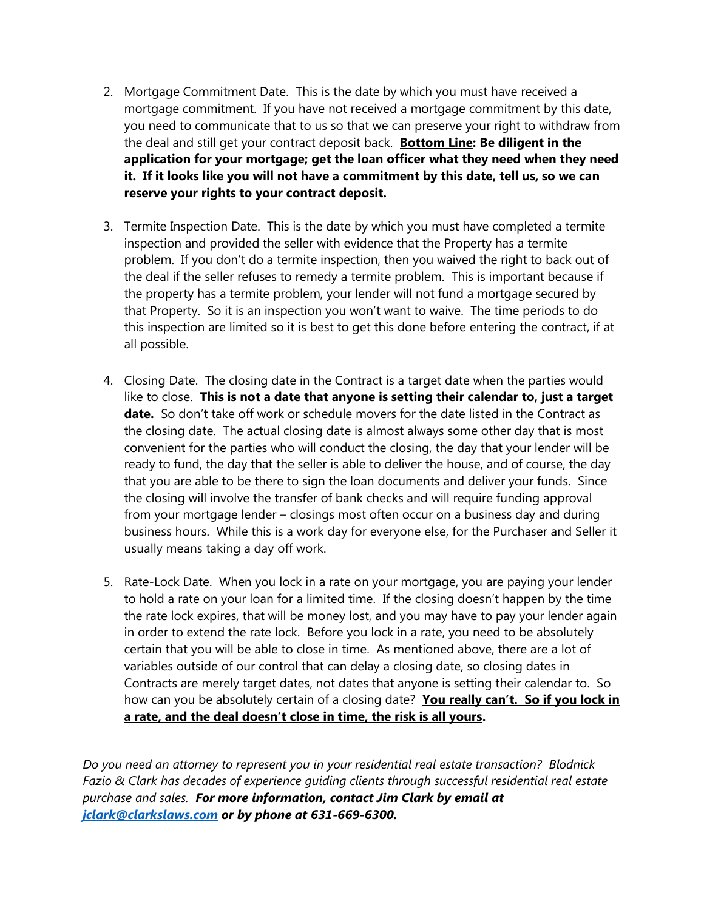2. <u>Mortgage Commitment Date</u>. This is the date by which you must have received a mortgage commitment. If you have not received a mortgage commitment by this date, you need to communicate that to us so that we can preserve your right to withdraw from the deal and still get your contract deposit back. **<u>Bottom Line</u>: Be diligent in the application for your mortgage; get the loan officer what they need when they need it. If it looks like you will not have a commitment by this date, tell us, so we can reserve your rights to your contract deposit.**

3. <u>Termite Inspection Date</u>. This is the date by which you must have completed a termite inspection and provided the seller with evidence that the Property has a termite problem. If you don't do a termite inspection, then you waived the right to back out of the deal if the seller refuses to remedy a termite problem. This is important because if the property has a termite problem, your lender will not fund a mortgage secured by that Property. So it is an inspection you won't want to waive. The time periods to do this inspection are limited so it is best to get this done before entering the contract, if at all possible.

4. <u>Closing Date</u>. The closing date in the Contract is a target date when the parties would like to close. **This is not a date that anyone is setting their calendar to, just a target date.** So don't take off work or schedule movers for the date listed in the Contract as the closing date. The actual closing date is almost always some other day that is most convenient for the parties who will conduct the closing, the day that your lender will be ready to fund, the day that the seller is able to deliver the house, and of course, the day that you are able to be there to sign the loan documents and deliver your funds. Since the closing will involve the transfer of bank checks and will require funding approval from your mortgage lender – closings most often occur on a business day and during business hours. While this is a work day for everyone else, for the Purchaser and Seller it usually means taking a day off work.

5. <u>Rate-Lock Date</u>. When you lock in a rate on your mortgage, you are paying your lender to hold a rate on your loan for a limited time. If the closing doesn't happen by the time the rate lock expires, that will be money lost, and you may have to pay your lender again in order to extend the rate lock. Before you lock in a rate, you need to be absolutely certain that you will be able to close in time. As mentioned above, there are a lot of variables outside of our control that can delay a closing date, so closing dates in Contracts are merely target dates, not dates that anyone is setting their calendar to. So how can you be absolutely certain of a closing date? **<u>You really can't. So if you lock in a rate, and the deal doesn't close in time, the risk is all yours</u>.**

*Do you need an attorney to represent you in your residential real estate transaction? Blodnick Fazio & Clark has decades of experience guiding clients through successful residential real estate purchase and sales.* ***For more information, contact Jim Clark by email at [jclark@clarkslaws.com](mailto:jclark@clarkslaws.com) or by phone at 631-669-6300.***